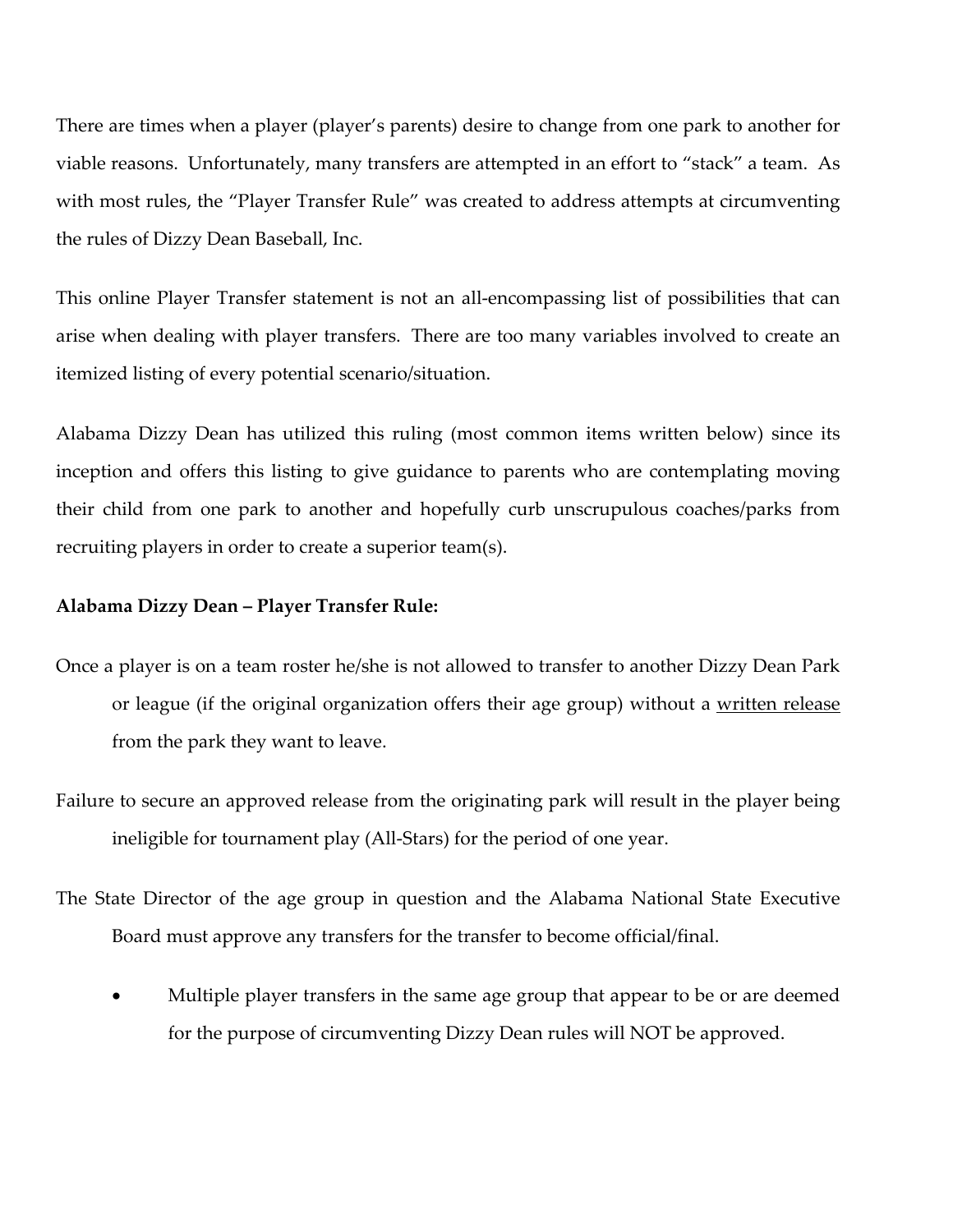There are times when a player (player's parents) desire to change from one park to another for viable reasons. Unfortunately, many transfers are attempted in an effort to "stack" a team. As with most rules, the "Player Transfer Rule" was created to address attempts at circumventing the rules of Dizzy Dean Baseball, Inc.

This online Player Transfer statement is not an all-encompassing list of possibilities that can arise when dealing with player transfers. There are too many variables involved to create an itemized listing of every potential scenario/situation.

Alabama Dizzy Dean has utilized this ruling (most common items written below) since its inception and offers this listing to give guidance to parents who are contemplating moving their child from one park to another and hopefully curb unscrupulous coaches/parks from recruiting players in order to create a superior team(s).

**Alabama Dizzy Dean – Player Transfer Rule:**

Once a player is on a team roster he/she is not allowed to transfer to another Dizzy Dean Park or league (if the original organization offers their age group) without a <u>written release</u> from the park they want to leave.

Failure to secure an approved release from the originating park will result in the player being ineligible for tournament play (All-Stars) for the period of one year.

The State Director of the age group in question and the Alabama National State Executive Board must approve any transfers for the transfer to become official/final.

- Multiple player transfers in the same age group that appear to be or are deemed for the purpose of circumventing Dizzy Dean rules will NOT be approved.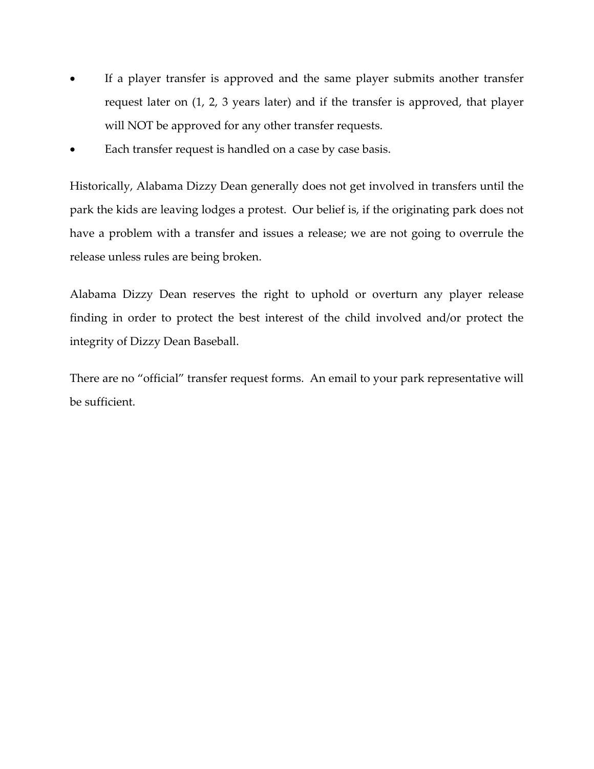- If a player transfer is approved and the same player submits another transfer request later on (1, 2, 3 years later) and if the transfer is approved, that player will NOT be approved for any other transfer requests.
- Each transfer request is handled on a case by case basis.

Historically, Alabama Dizzy Dean generally does not get involved in transfers until the park the kids are leaving lodges a protest. Our belief is, if the originating park does not have a problem with a transfer and issues a release; we are not going to overrule the release unless rules are being broken.

Alabama Dizzy Dean reserves the right to uphold or overturn any player release finding in order to protect the best interest of the child involved and/or protect the integrity of Dizzy Dean Baseball.

There are no "official" transfer request forms. An email to your park representative will be sufficient.